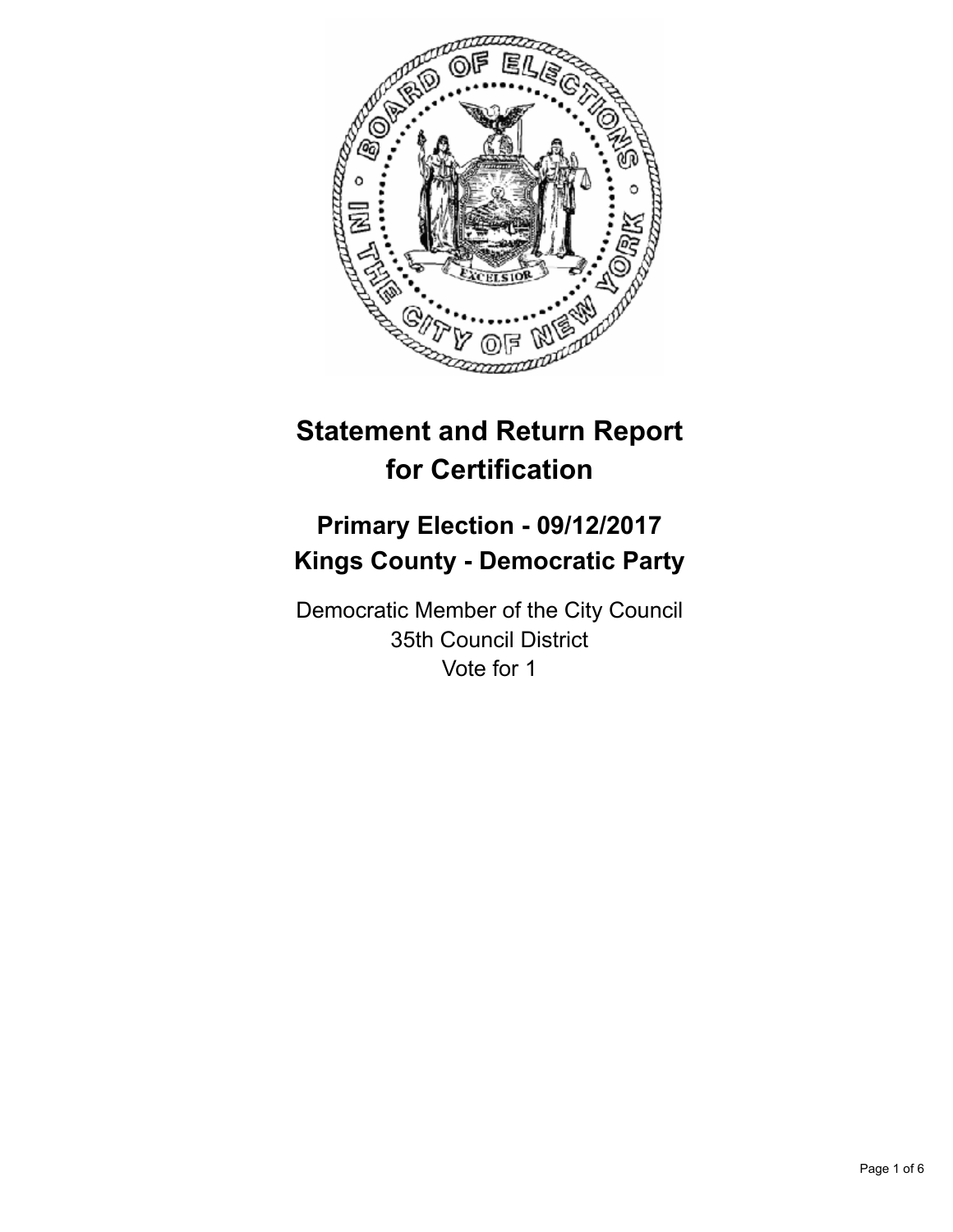# Statement and Return Report for Certification

## Primary Election - 09/12/2017
## Kings County - Democratic Party

Democratic Member of the City Council
35th Council District
Vote for 1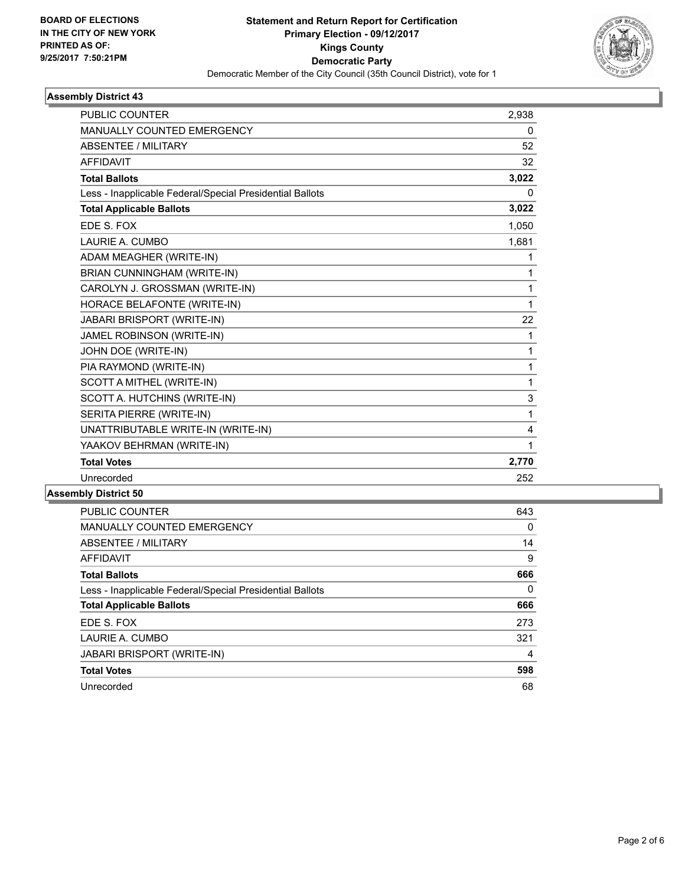**BOARD OF ELECTIONS IN THE CITY OF NEW YORK PRINTED AS OF: 9/25/2017 7:50:21PM**

**Statement and Return Report for Certification**
**Primary Election - 09/12/2017**
**Kings County**
**Democratic Party**
Democratic Member of the City Council (35th Council District), vote for 1

### Assembly District 43

| | |
|---|---|
| PUBLIC COUNTER | 2,938 |
| MANUALLY COUNTED EMERGENCY | 0 |
| ABSENTEE / MILITARY | 52 |
| AFFIDAVIT | 32 |
| **Total Ballots** | **3,022** |
| Less - Inapplicable Federal/Special Presidential Ballots | 0 |
| **Total Applicable Ballots** | **3,022** |
| EDE S. FOX | 1,050 |
| LAURIE A. CUMBO | 1,681 |
| ADAM MEAGHER (WRITE-IN) | 1 |
| BRIAN CUNNINGHAM (WRITE-IN) | 1 |
| CAROLYN J. GROSSMAN (WRITE-IN) | 1 |
| HORACE BELAFONTE (WRITE-IN) | 1 |
| JABARI BRISPORT (WRITE-IN) | 22 |
| JAMEL ROBINSON (WRITE-IN) | 1 |
| JOHN DOE (WRITE-IN) | 1 |
| PIA RAYMOND (WRITE-IN) | 1 |
| SCOTT A MITHEL (WRITE-IN) | 1 |
| SCOTT A. HUTCHINS (WRITE-IN) | 3 |
| SERITA PIERRE (WRITE-IN) | 1 |
| UNATTRIBUTABLE WRITE-IN (WRITE-IN) | 4 |
| YAAKOV BEHRMAN (WRITE-IN) | 1 |
| **Total Votes** | **2,770** |
| Unrecorded | 252 |

### Assembly District 50

| | |
|---|---|
| PUBLIC COUNTER | 643 |
| MANUALLY COUNTED EMERGENCY | 0 |
| ABSENTEE / MILITARY | 14 |
| AFFIDAVIT | 9 |
| **Total Ballots** | **666** |
| Less - Inapplicable Federal/Special Presidential Ballots | 0 |
| **Total Applicable Ballots** | **666** |
| EDE S. FOX | 273 |
| LAURIE A. CUMBO | 321 |
| JABARI BRISPORT (WRITE-IN) | 4 |
| **Total Votes** | **598** |
| Unrecorded | 68 |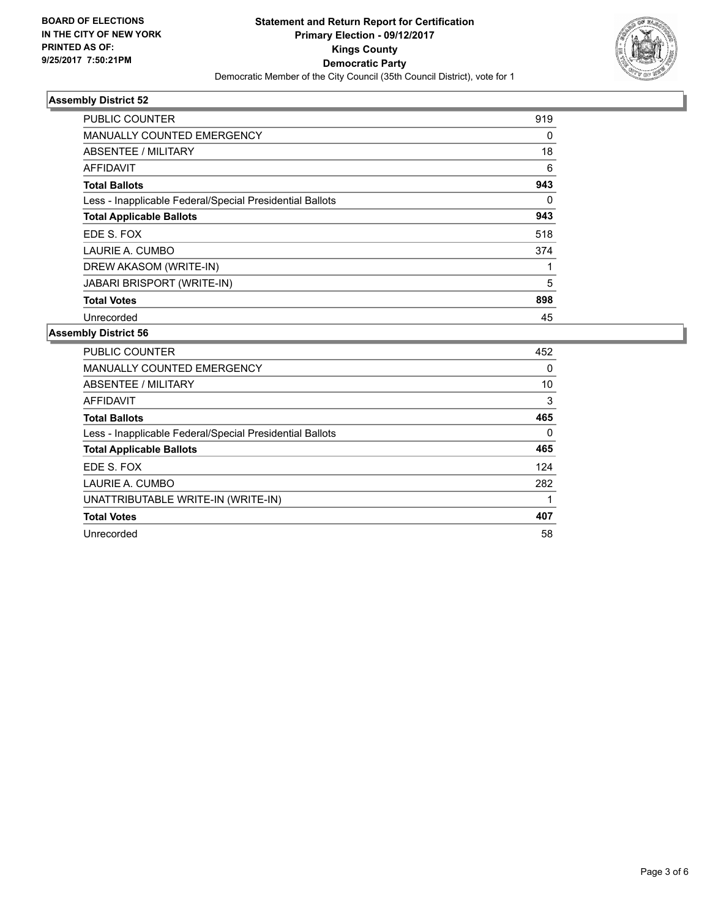**BOARD OF ELECTIONS IN THE CITY OF NEW YORK PRINTED AS OF: 9/25/2017 7:50:21PM**

# Statement and Return Report for Certification
## Primary Election - 09/12/2017
## Kings County
## Democratic Party
Democratic Member of the City Council (35th Council District), vote for 1

### Assembly District 52

| | |
|---|---|
| PUBLIC COUNTER | 919 |
| MANUALLY COUNTED EMERGENCY | 0 |
| ABSENTEE / MILITARY | 18 |
| AFFIDAVIT | 6 |
| **Total Ballots** | **943** |
| Less - Inapplicable Federal/Special Presidential Ballots | 0 |
| **Total Applicable Ballots** | **943** |
| EDE S. FOX | 518 |
| LAURIE A. CUMBO | 374 |
| DREW AKASOM (WRITE-IN) | 1 |
| JABARI BRISPORT (WRITE-IN) | 5 |
| **Total Votes** | **898** |
| Unrecorded | 45 |

### Assembly District 56

| | |
|---|---|
| PUBLIC COUNTER | 452 |
| MANUALLY COUNTED EMERGENCY | 0 |
| ABSENTEE / MILITARY | 10 |
| AFFIDAVIT | 3 |
| **Total Ballots** | **465** |
| Less - Inapplicable Federal/Special Presidential Ballots | 0 |
| **Total Applicable Ballots** | **465** |
| EDE S. FOX | 124 |
| LAURIE A. CUMBO | 282 |
| UNATTRIBUTABLE WRITE-IN (WRITE-IN) | 1 |
| **Total Votes** | **407** |
| Unrecorded | 58 |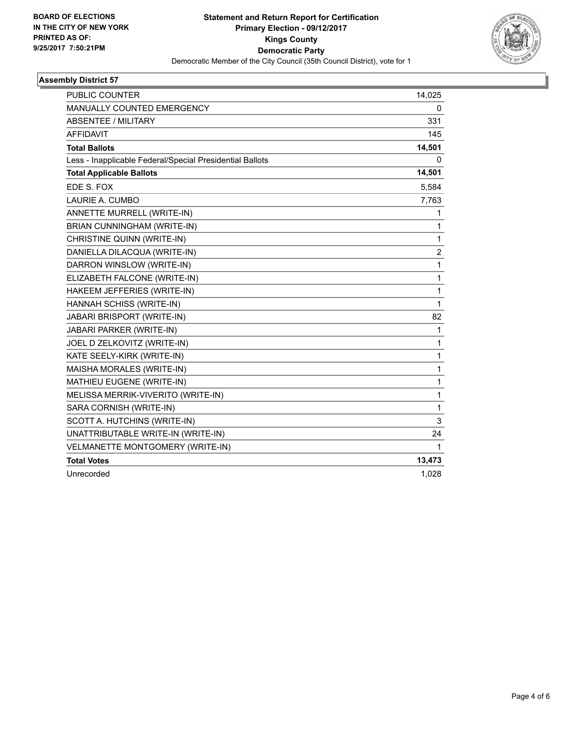**BOARD OF ELECTIONS IN THE CITY OF NEW YORK PRINTED AS OF: 9/25/2017 7:50:21PM**

**Statement and Return Report for Certification**
**Primary Election - 09/12/2017**
**Kings County**
**Democratic Party**
Democratic Member of the City Council (35th Council District), vote for 1

### Assembly District 57

| | |
|---|---|
| PUBLIC COUNTER | 14,025 |
| MANUALLY COUNTED EMERGENCY | 0 |
| ABSENTEE / MILITARY | 331 |
| AFFIDAVIT | 145 |
| **Total Ballots** | **14,501** |
| Less - Inapplicable Federal/Special Presidential Ballots | 0 |
| **Total Applicable Ballots** | **14,501** |
| EDE S. FOX | 5,584 |
| LAURIE A. CUMBO | 7,763 |
| ANNETTE MURRELL (WRITE-IN) | 1 |
| BRIAN CUNNINGHAM (WRITE-IN) | 1 |
| CHRISTINE QUINN (WRITE-IN) | 1 |
| DANIELLA DILACQUA (WRITE-IN) | 2 |
| DARRON WINSLOW (WRITE-IN) | 1 |
| ELIZABETH FALCONE (WRITE-IN) | 1 |
| HAKEEM JEFFERIES (WRITE-IN) | 1 |
| HANNAH SCHISS (WRITE-IN) | 1 |
| JABARI BRISPORT (WRITE-IN) | 82 |
| JABARI PARKER (WRITE-IN) | 1 |
| JOEL D ZELKOVITZ (WRITE-IN) | 1 |
| KATE SEELY-KIRK (WRITE-IN) | 1 |
| MAISHA MORALES (WRITE-IN) | 1 |
| MATHIEU EUGENE (WRITE-IN) | 1 |
| MELISSA MERRIK-VIVERITO (WRITE-IN) | 1 |
| SARA CORNISH (WRITE-IN) | 1 |
| SCOTT A. HUTCHINS (WRITE-IN) | 3 |
| UNATTRIBUTABLE WRITE-IN (WRITE-IN) | 24 |
| VELMANETTE MONTGOMERY (WRITE-IN) | 1 |
| **Total Votes** | **13,473** |
| Unrecorded | 1,028 |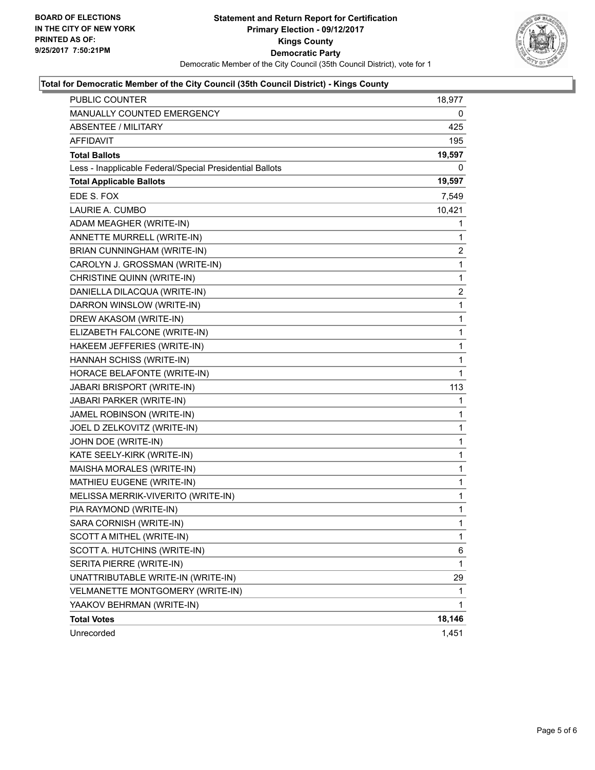BOARD OF ELECTIONS
IN THE CITY OF NEW YORK
PRINTED AS OF:
9/25/2017 7:50:21PM

**Statement and Return Report for Certification**
**Primary Election - 09/12/2017**
**Kings County**
**Democratic Party**
Democratic Member of the City Council (35th Council District), vote for 1

### Total for Democratic Member of the City Council (35th Council District) - Kings County

| | |
|---|---|
| PUBLIC COUNTER | 18,977 |
| MANUALLY COUNTED EMERGENCY | 0 |
| ABSENTEE / MILITARY | 425 |
| AFFIDAVIT | 195 |
| **Total Ballots** | **19,597** |
| Less - Inapplicable Federal/Special Presidential Ballots | 0 |
| **Total Applicable Ballots** | **19,597** |
| EDE S. FOX | 7,549 |
| LAURIE A. CUMBO | 10,421 |
| ADAM MEAGHER (WRITE-IN) | 1 |
| ANNETTE MURRELL (WRITE-IN) | 1 |
| BRIAN CUNNINGHAM (WRITE-IN) | 2 |
| CAROLYN J. GROSSMAN (WRITE-IN) | 1 |
| CHRISTINE QUINN (WRITE-IN) | 1 |
| DANIELLA DILACQUA (WRITE-IN) | 2 |
| DARRON WINSLOW (WRITE-IN) | 1 |
| DREW AKASOM (WRITE-IN) | 1 |
| ELIZABETH FALCONE (WRITE-IN) | 1 |
| HAKEEM JEFFERIES (WRITE-IN) | 1 |
| HANNAH SCHISS (WRITE-IN) | 1 |
| HORACE BELAFONTE (WRITE-IN) | 1 |
| JABARI BRISPORT (WRITE-IN) | 113 |
| JABARI PARKER (WRITE-IN) | 1 |
| JAMEL ROBINSON (WRITE-IN) | 1 |
| JOEL D ZELKOVITZ (WRITE-IN) | 1 |
| JOHN DOE (WRITE-IN) | 1 |
| KATE SEELY-KIRK (WRITE-IN) | 1 |
| MAISHA MORALES (WRITE-IN) | 1 |
| MATHIEU EUGENE (WRITE-IN) | 1 |
| MELISSA MERRIK-VIVERITO (WRITE-IN) | 1 |
| PIA RAYMOND (WRITE-IN) | 1 |
| SARA CORNISH (WRITE-IN) | 1 |
| SCOTT A MITHEL (WRITE-IN) | 1 |
| SCOTT A. HUTCHINS (WRITE-IN) | 6 |
| SERITA PIERRE (WRITE-IN) | 1 |
| UNATTRIBUTABLE WRITE-IN (WRITE-IN) | 29 |
| VELMANETTE MONTGOMERY (WRITE-IN) | 1 |
| YAAKOV BEHRMAN (WRITE-IN) | 1 |
| **Total Votes** | **18,146** |
| Unrecorded | 1,451 |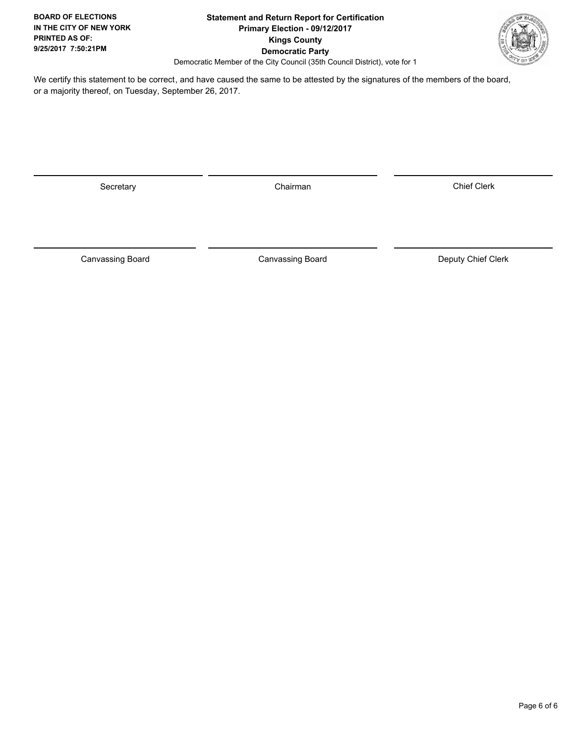**BOARD OF ELECTIONS IN THE CITY OF NEW YORK**
**PRINTED AS OF:**
**9/25/2017 7:50:21PM**

**Statement and Return Report for Certification**
**Primary Election - 09/12/2017**
**Kings County**
**Democratic Party**
Democratic Member of the City Council (35th Council District), vote for 1

We certify this statement to be correct, and have caused the same to be attested by the signatures of the members of the board, or a majority thereof, on Tuesday, September 26, 2017.

| | | |
|---|---|---|
| Secretary | Chairman | Chief Clerk |
| Canvassing Board | Canvassing Board | Deputy Chief Clerk |